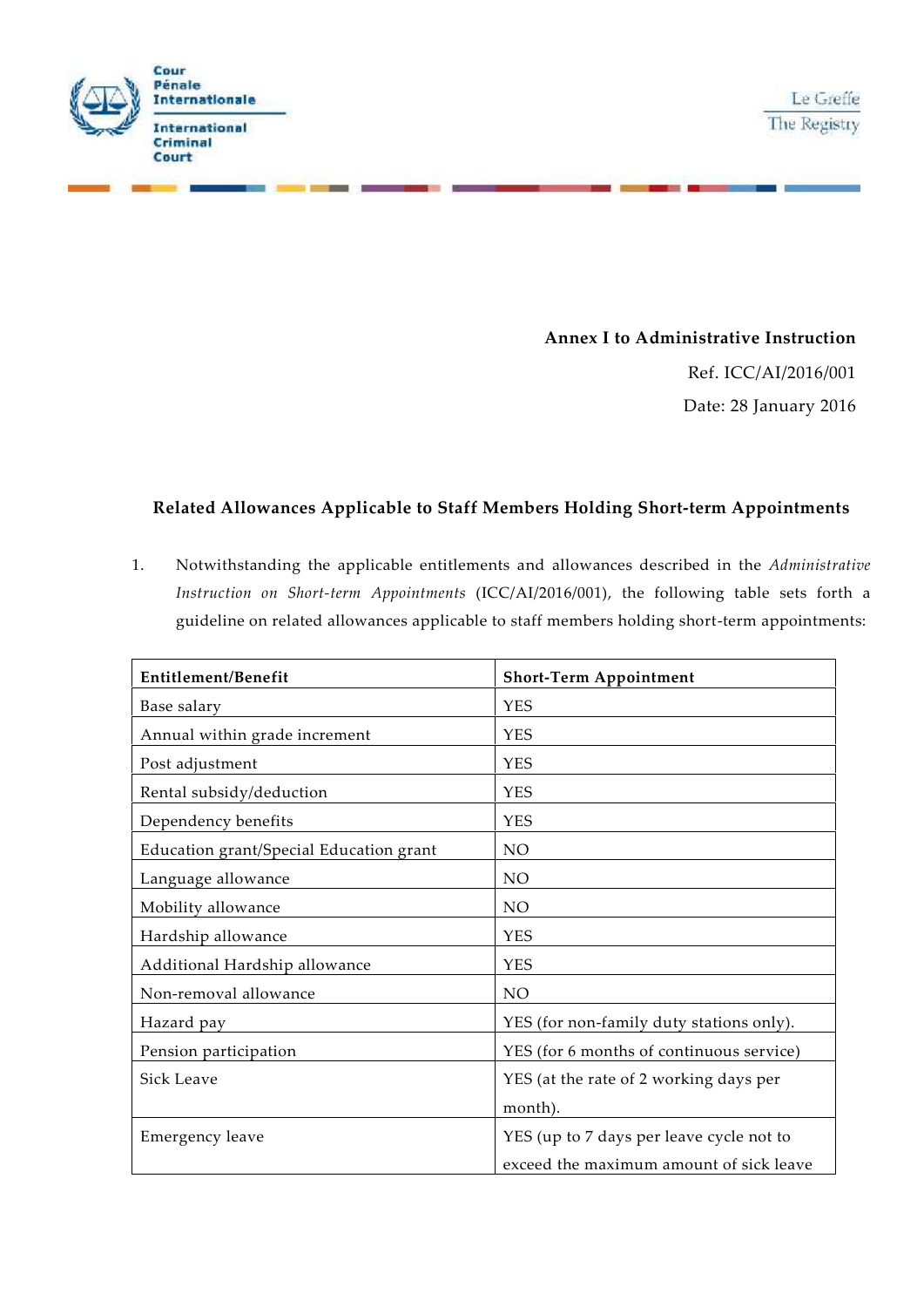Cour Pénale Internationale

International Criminal Court

Le Greffe

The Registry

**Annex I to Administrative Instruction**

Ref. ICC/AI/2016/001

Date: 28 January 2016

## Related Allowances Applicable to Staff Members Holding Short-term Appointments

1. Notwithstanding the applicable entitlements and allowances described in the *Administrative Instruction on Short-term Appointments* (ICC/AI/2016/001), the following table sets forth a guideline on related allowances applicable to staff members holding short-term appointments:

| **Entitlement/Benefit** | **Short-Term Appointment** |
|---|---|
| Base salary | YES |
| Annual within grade increment | YES |
| Post adjustment | YES |
| Rental subsidy/deduction | YES |
| Dependency benefits | YES |
| Education grant/Special Education grant | NO |
| Language allowance | NO |
| Mobility allowance | NO |
| Hardship allowance | YES |
| Additional Hardship allowance | YES |
| Non-removal allowance | NO |
| Hazard pay | YES (for non-family duty stations only). |
| Pension participation | YES (for 6 months of continuous service) |
| Sick Leave | YES (at the rate of 2 working days per month). |
| Emergency leave | YES (up to 7 days per leave cycle not to exceed the maximum amount of sick leave |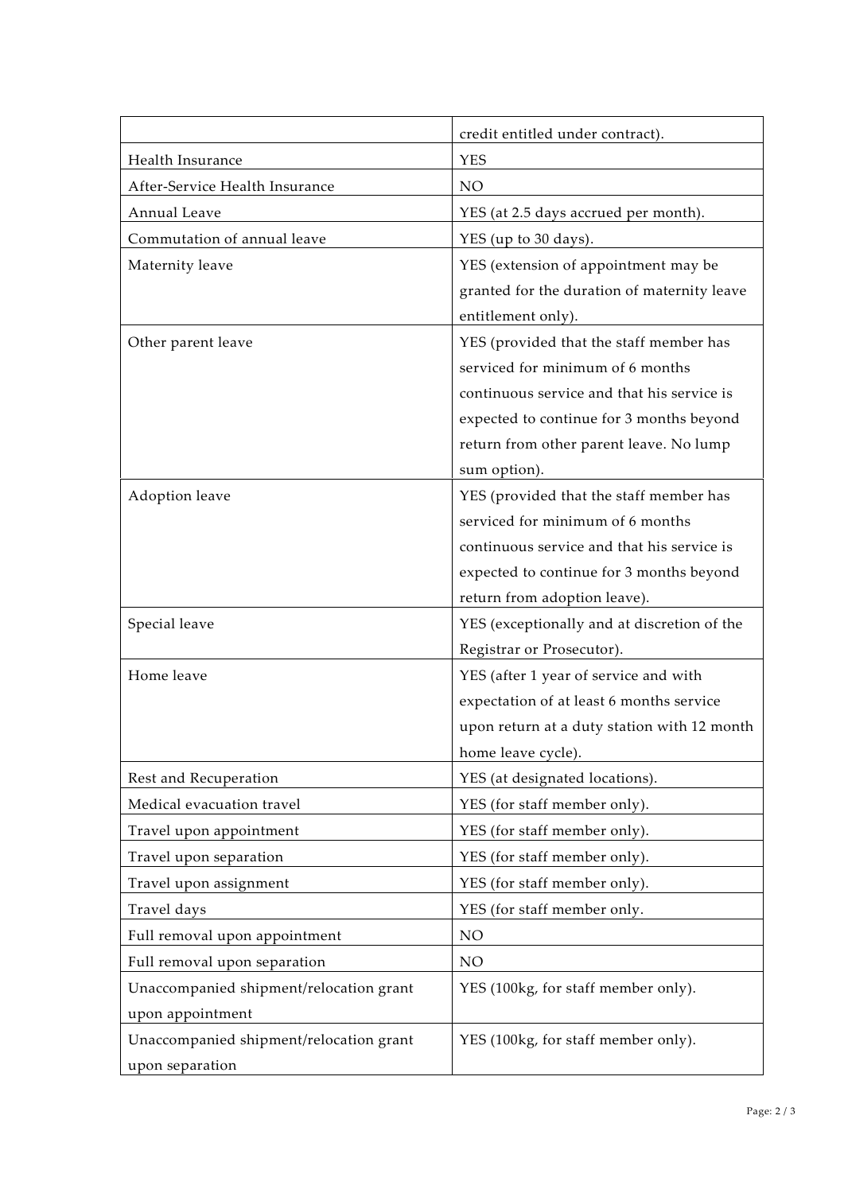| | |
|---|---|
| | credit entitled under contract). |
| Health Insurance | YES |
| After-Service Health Insurance | NO |
| Annual Leave | YES (at 2.5 days accrued per month). |
| Commutation of annual leave | YES (up to 30 days). |
| Maternity leave | YES (extension of appointment may be granted for the duration of maternity leave entitlement only). |
| Other parent leave | YES (provided that the staff member has serviced for minimum of 6 months continuous service and that his service is expected to continue for 3 months beyond return from other parent leave. No lump sum option). |
| Adoption leave | YES (provided that the staff member has serviced for minimum of 6 months continuous service and that his service is expected to continue for 3 months beyond return from adoption leave). |
| Special leave | YES (exceptionally and at discretion of the Registrar or Prosecutor). |
| Home leave | YES (after 1 year of service and with expectation of at least 6 months service upon return at a duty station with 12 month home leave cycle). |
| Rest and Recuperation | YES (at designated locations). |
| Medical evacuation travel | YES (for staff member only). |
| Travel upon appointment | YES (for staff member only). |
| Travel upon separation | YES (for staff member only). |
| Travel upon assignment | YES (for staff member only). |
| Travel days | YES (for staff member only. |
| Full removal upon appointment | NO |
| Full removal upon separation | NO |
| Unaccompanied shipment/relocation grant upon appointment | YES (100kg, for staff member only). |
| Unaccompanied shipment/relocation grant upon separation | YES (100kg, for staff member only). |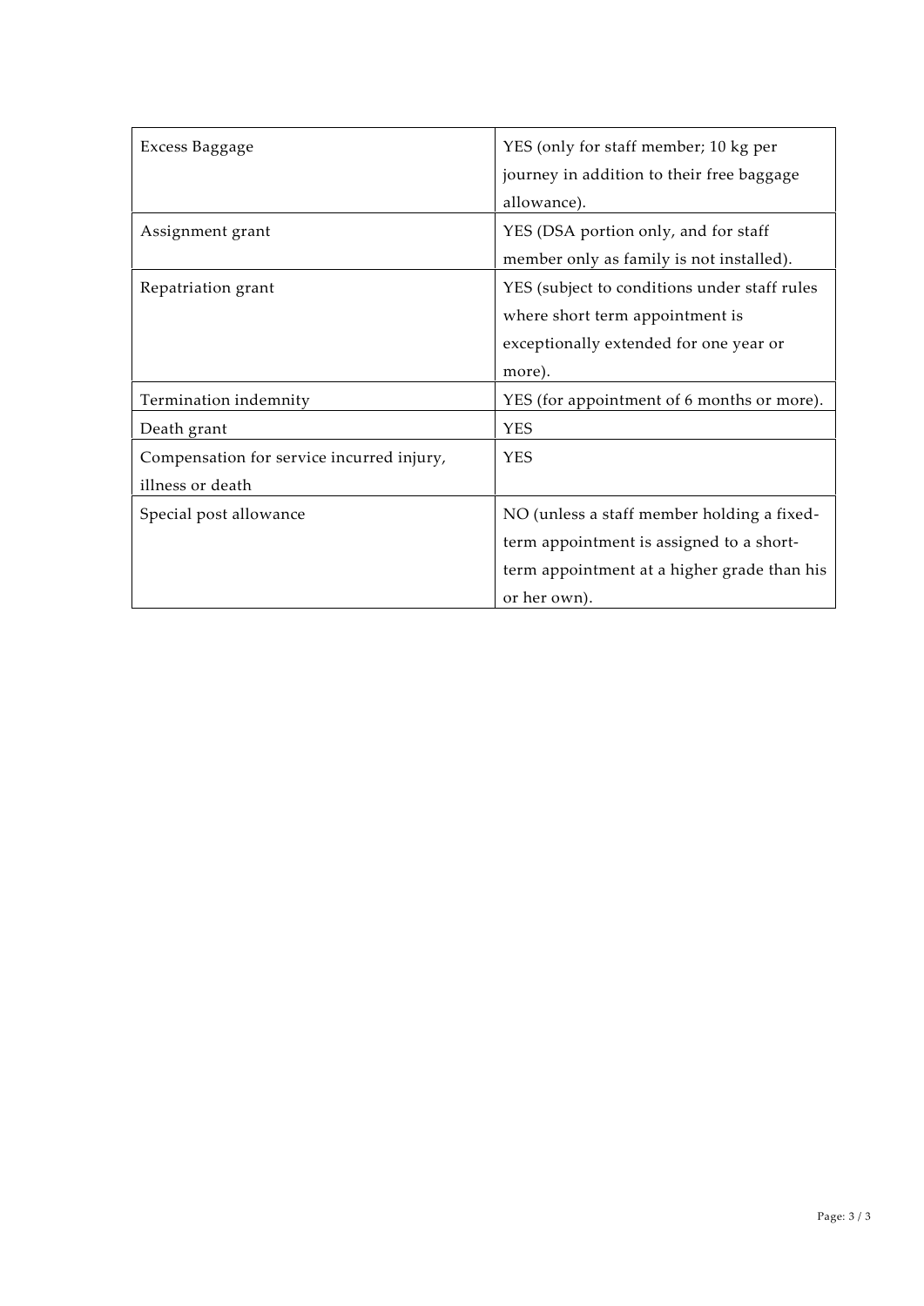| | |
|---|---|
| Excess Baggage | YES (only for staff member; 10 kg per journey in addition to their free baggage allowance). |
| Assignment grant | YES (DSA portion only, and for staff member only as family is not installed). |
| Repatriation grant | YES (subject to conditions under staff rules where short term appointment is exceptionally extended for one year or more). |
| Termination indemnity | YES (for appointment of 6 months or more). |
| Death grant | YES |
| Compensation for service incurred injury, illness or death | YES |
| Special post allowance | NO (unless a staff member holding a fixed-term appointment is assigned to a short-term appointment at a higher grade than his or her own). |